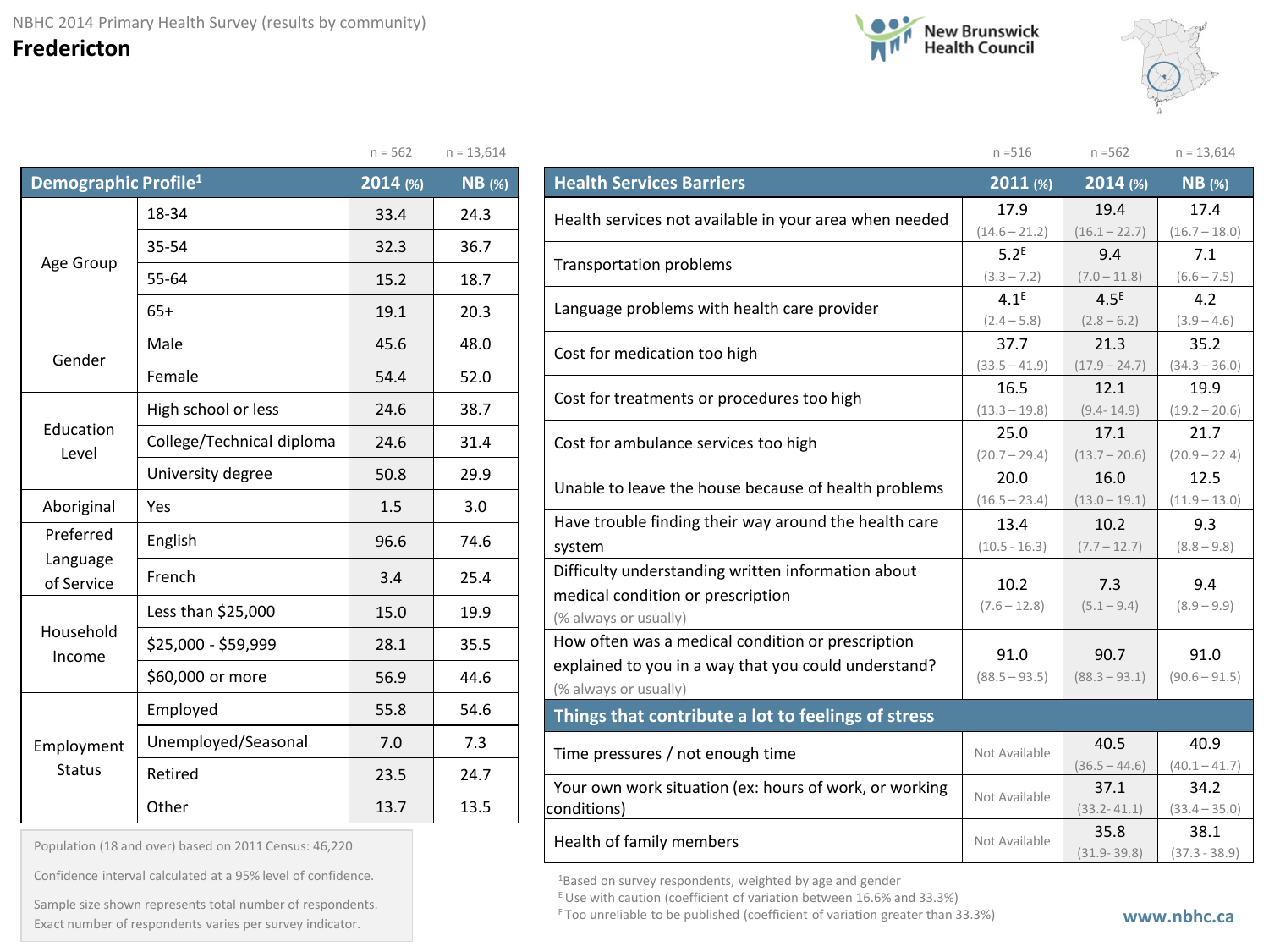NBHC 2014 Primary Health Survey (results by community)

# Fredericton

New Brunswick Health Council

| Demographic Profile[1] | | 2014 (%) n = 562 | NB (%) n = 13,614 |
|---|---|---|---|
| Age Group | 18-34 | 33.4 | 24.3 |
| | 35-54 | 32.3 | 36.7 |
| | 55-64 | 15.2 | 18.7 |
| | 65+ | 19.1 | 20.3 |
| Gender | Male | 45.6 | 48.0 |
| | Female | 54.4 | 52.0 |
| Education Level | High school or less | 24.6 | 38.7 |
| | College/Technical diploma | 24.6 | 31.4 |
| | University degree | 50.8 | 29.9 |
| Aboriginal | Yes | 1.5 | 3.0 |
| Preferred Language of Service | English | 96.6 | 74.6 |
| | French | 3.4 | 25.4 |
| Household Income | Less than $25,000 | 15.0 | 19.9 |
| | $25,000 - $59,999 | 28.1 | 35.5 |
| | $60,000 or more | 56.9 | 44.6 |
| Employment Status | Employed | 55.8 | 54.6 |
| | Unemployed/Seasonal | 7.0 | 7.3 |
| | Retired | 23.5 | 24.7 |
| | Other | 13.7 | 13.5 |

Population (18 and over) based on 2011 Census: 46,220

Confidence interval calculated at a 95% level of confidence.

Sample size shown represents total number of respondents. Exact number of respondents varies per survey indicator.

| Health Services Barriers | 2011 (%) n =516 | 2014 (%) n =562 | NB (%) n = 13,614 |
|---|---|---|---|
| Health services not available in your area when needed | 17.9 (14.6 – 21.2) | 19.4 (16.1 – 22.7) | 17.4 (16.7 – 18.0) |
| Transportation problems | 5.2[E] (3.3 – 7.2) | 9.4 (7.0 – 11.8) | 7.1 (6.6 – 7.5) |
| Language problems with health care provider | 4.1[E] (2.4 – 5.8) | 4.5[E] (2.8 – 6.2) | 4.2 (3.9 – 4.6) |
| Cost for medication too high | 37.7 (33.5 – 41.9) | 21.3 (17.9 – 24.7) | 35.2 (34.3 – 36.0) |
| Cost for treatments or procedures too high | 16.5 (13.3 – 19.8) | 12.1 (9.4- 14.9) | 19.9 (19.2 – 20.6) |
| Cost for ambulance services too high | 25.0 (20.7 – 29.4) | 17.1 (13.7 – 20.6) | 21.7 (20.9 – 22.4) |
| Unable to leave the house because of health problems | 20.0 (16.5 – 23.4) | 16.0 (13.0 – 19.1) | 12.5 (11.9 – 13.0) |
| Have trouble finding their way around the health care system | 13.4 (10.5 - 16.3) | 10.2 (7.7 – 12.7) | 9.3 (8.8 – 9.8) |
| Difficulty understanding written information about medical condition or prescription (% always or usually) | 10.2 (7.6 – 12.8) | 7.3 (5.1 – 9.4) | 9.4 (8.9 – 9.9) |
| How often was a medical condition or prescription explained to you in a way that you could understand? (% always or usually) | 91.0 (88.5 – 93.5) | 90.7 (88.3 – 93.1) | 91.0 (90.6 – 91.5) |
| **Things that contribute a lot to feelings of stress** | | | |
| Time pressures / not enough time | Not Available | 40.5 (36.5 – 44.6) | 40.9 (40.1 – 41.7) |
| Your own work situation (ex: hours of work, or working conditions) | Not Available | 37.1 (33.2- 41.1) | 34.2 (33.4 – 35.0) |
| Health of family members | Not Available | 35.8 (31.9- 39.8) | 38.1 (37.3 - 38.9) |

[1] Based on survey respondents, weighted by age and gender

[E] Use with caution (coefficient of variation between 16.6% and 33.3%)

[F] Too unreliable to be published (coefficient of variation greater than 33.3%)

www.nbhc.ca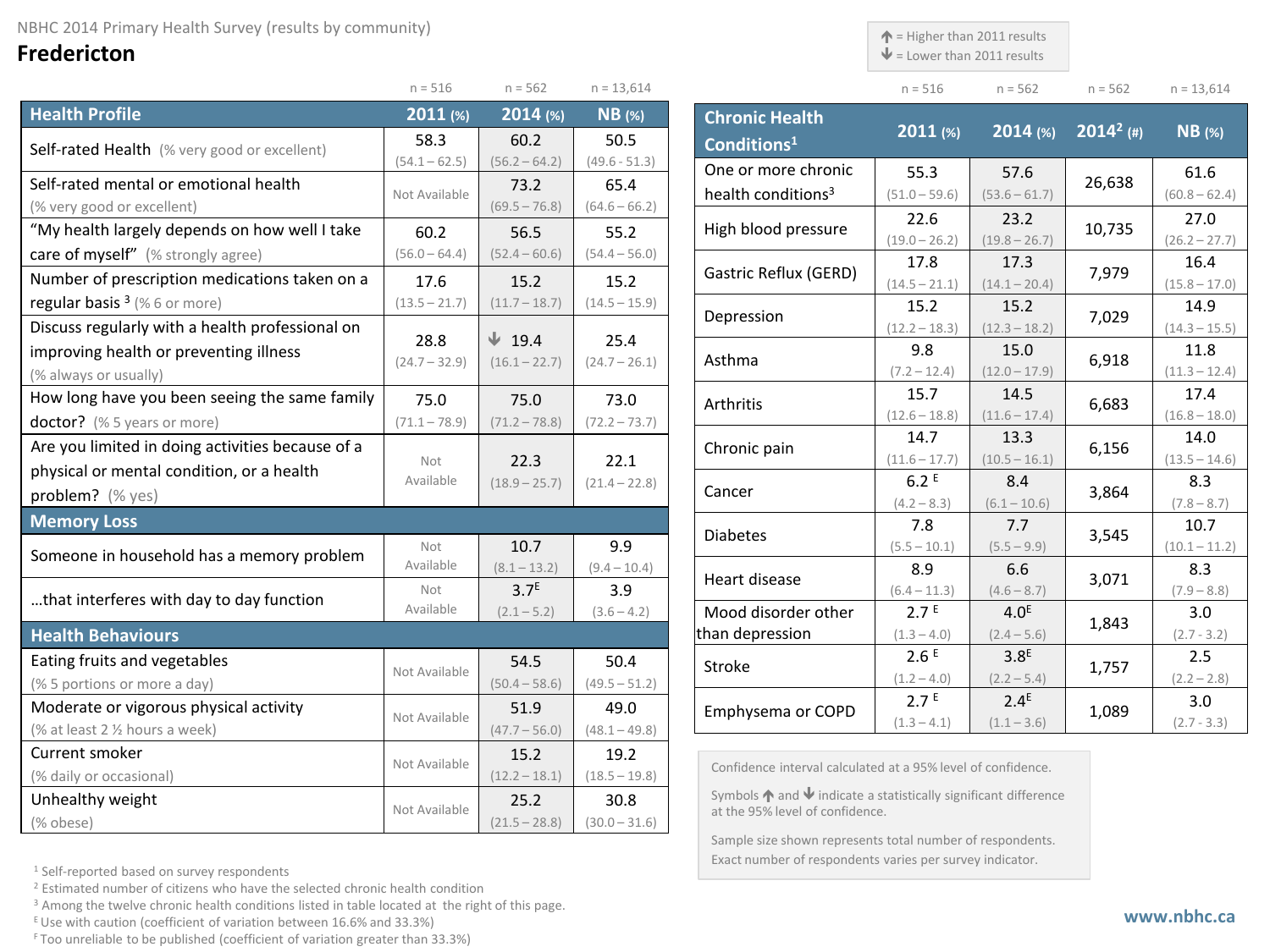NBHC 2014 Primary Health Survey (results by community)

# Fredericton

| Health Profile | 2011 (%) n = 516 | 2014 (%) n = 562 | NB (%) n = 13,614 |
|---|---|---|---|
| Self-rated Health (% very good or excellent) | 58.3 (54.1 – 62.5) | 60.2 (56.2 – 64.2) | 50.5 (49.6 - 51.3) |
| Self-rated mental or emotional health (% very good or excellent) | Not Available | 73.2 (69.5 – 76.8) | 65.4 (64.6 – 66.2) |
| "My health largely depends on how well I take care of myself" (% strongly agree) | 60.2 (56.0 – 64.4) | 56.5 (52.4 – 60.6) | 55.2 (54.4 – 56.0) |
| Number of prescription medications taken on a regular basis [3] (% 6 or more) | 17.6 (13.5 – 21.7) | 15.2 (11.7 – 18.7) | 15.2 (14.5 – 15.9) |
| Discuss regularly with a health professional on improving health or preventing illness (% always or usually) | 28.8 (24.7 – 32.9) | ↓ 19.4 (16.1 – 22.7) | 25.4 (24.7 – 26.1) |
| How long have you been seeing the same family doctor? (% 5 years or more) | 75.0 (71.1 – 78.9) | 75.0 (71.2 – 78.8) | 73.0 (72.2 – 73.7) |
| Are you limited in doing activities because of a physical or mental condition, or a health problem? (% yes) | Not Available | 22.3 (18.9 – 25.7) | 22.1 (21.4 – 22.8) |
| **Memory Loss** | | | |
| Someone in household has a memory problem | Not Available | 10.7 (8.1 – 13.2) | 9.9 (9.4 – 10.4) |
| …that interferes with day to day function | Not Available | 3.7[E] (2.1 – 5.2) | 3.9 (3.6 – 4.2) |
| **Health Behaviours** | | | |
| Eating fruits and vegetables (% 5 portions or more a day) | Not Available | 54.5 (50.4 – 58.6) | 50.4 (49.5 – 51.2) |
| Moderate or vigorous physical activity (% at least 2 ½ hours a week) | Not Available | 51.9 (47.7 – 56.0) | 49.0 (48.1 – 49.8) |
| Current smoker (% daily or occasional) | Not Available | 15.2 (12.2 – 18.1) | 19.2 (18.5 – 19.8) |
| Unhealthy weight (% obese) | Not Available | 25.2 (21.5 – 28.8) | 30.8 (30.0 – 31.6) |

↑ = Higher than 2011 results
↓ = Lower than 2011 results

| Chronic Health Conditions[1] | 2011 (%) n = 516 | 2014 (%) n = 562 | 2014[2] (#) n = 562 | NB (%) n = 13,614 |
|---|---|---|---|---|
| One or more chronic health conditions[3] | 55.3 (51.0 – 59.6) | 57.6 (53.6 – 61.7) | 26,638 | 61.6 (60.8 – 62.4) |
| High blood pressure | 22.6 (19.0 – 26.2) | 23.2 (19.8 – 26.7) | 10,735 | 27.0 (26.2 – 27.7) |
| Gastric Reflux (GERD) | 17.8 (14.5 – 21.1) | 17.3 (14.1 – 20.4) | 7,979 | 16.4 (15.8 – 17.0) |
| Depression | 15.2 (12.2 – 18.3) | 15.2 (12.3 – 18.2) | 7,029 | 14.9 (14.3 – 15.5) |
| Asthma | 9.8 (7.2 – 12.4) | 15.0 (12.0 – 17.9) | 6,918 | 11.8 (11.3 – 12.4) |
| Arthritis | 15.7 (12.6 – 18.8) | 14.5 (11.6 – 17.4) | 6,683 | 17.4 (16.8 – 18.0) |
| Chronic pain | 14.7 (11.6 – 17.7) | 13.3 (10.5 – 16.1) | 6,156 | 14.0 (13.5 – 14.6) |
| Cancer | 6.2 [E] (4.2 – 8.3) | 8.4 (6.1 – 10.6) | 3,864 | 8.3 (7.8 – 8.7) |
| Diabetes | 7.8 (5.5 – 10.1) | 7.7 (5.5 – 9.9) | 3,545 | 10.7 (10.1 – 11.2) |
| Heart disease | 8.9 (6.4 – 11.3) | 6.6 (4.6 – 8.7) | 3,071 | 8.3 (7.9 – 8.8) |
| Mood disorder other than depression | 2.7 [E] (1.3 – 4.0) | 4.0[E] (2.4 – 5.6) | 1,843 | 3.0 (2.7 - 3.2) |
| Stroke | 2.6 [E] (1.2 – 4.0) | 3.8[E] (2.2 – 5.4) | 1,757 | 2.5 (2.2 – 2.8) |
| Emphysema or COPD | 2.7 [E] (1.3 – 4.1) | 2.4[E] (1.1 – 3.6) | 1,089 | 3.0 (2.7 - 3.3) |

Confidence interval calculated at a 95% level of confidence.

Symbols ↑ and ↓ indicate a statistically significant difference at the 95% level of confidence.

Sample size shown represents total number of respondents. Exact number of respondents varies per survey indicator.

[1] Self-reported based on survey respondents
[2] Estimated number of citizens who have the selected chronic health condition
[3] Among the twelve chronic health conditions listed in table located at the right of this page.
[E] Use with caution (coefficient of variation between 16.6% and 33.3%)
[F] Too unreliable to be published (coefficient of variation greater than 33.3%)

www.nbhc.ca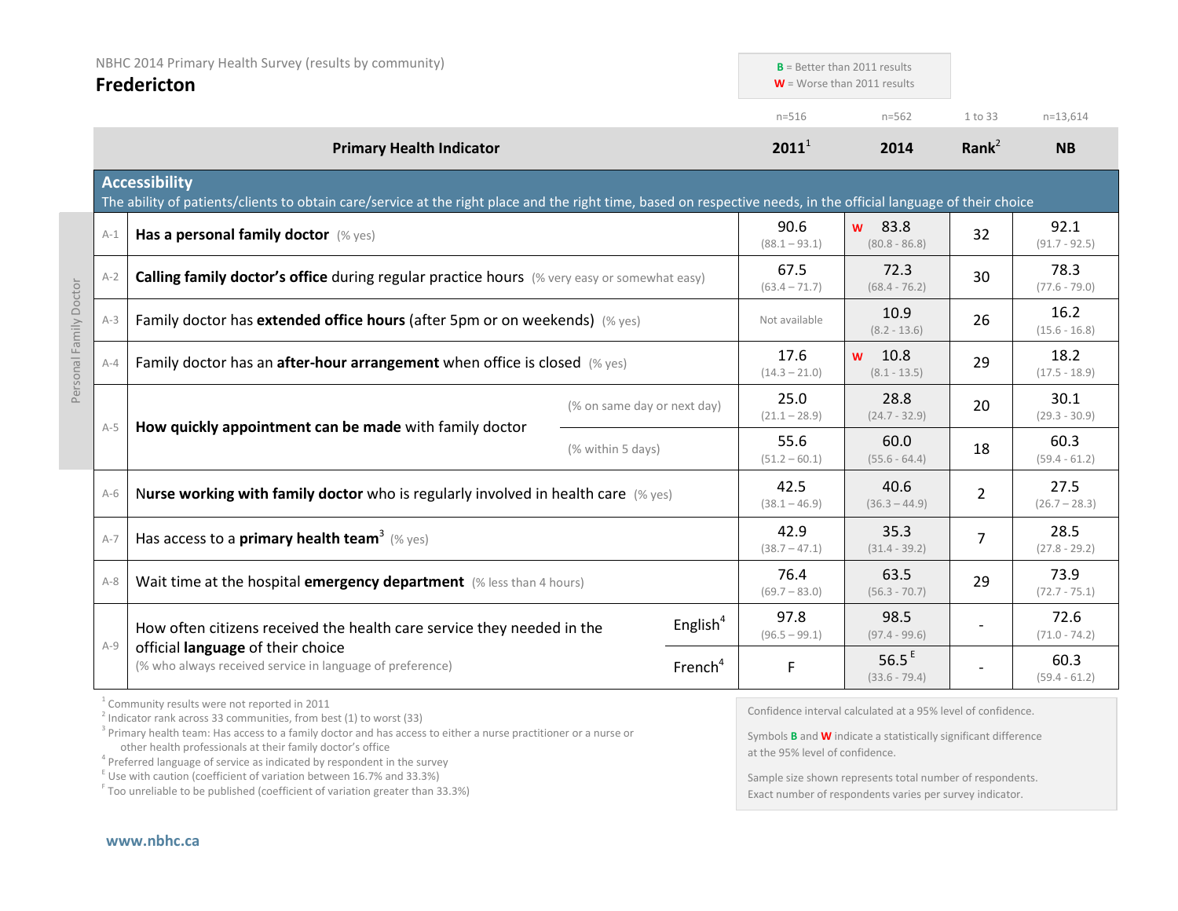NBHC 2014 Primary Health Survey (results by community)

# Fredericton

**B** = Better than 2011 results
**W** = Worse than 2011 results

| | | Primary Health Indicator | | 2011[1] (n=516) | 2014 (n=562) | Rank[2] (1 to 33) | NB (n=13,614) |
|---|---|---|---|---|---|---|---|
| **Accessibility** – The ability of patients/clients to obtain care/service at the right place and the right time, based on respective needs, in the official language of their choice | | | | | | | |
| Personal Family Doctor | A-1 | **Has a personal family doctor** (% yes) | | 90.6 (88.1 – 93.1) | W 83.8 (80.8 - 86.8) | 32 | 92.1 (91.7 - 92.5) |
| Personal Family Doctor | A-2 | **Calling family doctor's office** during regular practice hours (% very easy or somewhat easy) | | 67.5 (63.4 – 71.7) | 72.3 (68.4 - 76.2) | 30 | 78.3 (77.6 - 79.0) |
| Personal Family Doctor | A-3 | Family doctor has **extended office hours** (after 5pm or on weekends) (% yes) | | Not available | 10.9 (8.2 - 13.6) | 26 | 16.2 (15.6 - 16.8) |
| Personal Family Doctor | A-4 | Family doctor has an **after-hour arrangement** when office is closed (% yes) | | 17.6 (14.3 – 21.0) | W 10.8 (8.1 - 13.5) | 29 | 18.2 (17.5 - 18.9) |
| Personal Family Doctor | A-5 | **How quickly appointment can be made** with family doctor | (% on same day or next day) | 25.0 (21.1 – 28.9) | 28.8 (24.7 - 32.9) | 20 | 30.1 (29.3 - 30.9) |
| | | | (% within 5 days) | 55.6 (51.2 – 60.1) | 60.0 (55.6 - 64.4) | 18 | 60.3 (59.4 - 61.2) |
| | A-6 | **Nurse working with family doctor** who is regularly involved in health care (% yes) | | 42.5 (38.1 – 46.9) | 40.6 (36.3 – 44.9) | 2 | 27.5 (26.7 – 28.3) |
| | A-7 | Has access to a **primary health team**[3] (% yes) | | 42.9 (38.7 – 47.1) | 35.3 (31.4 - 39.2) | 7 | 28.5 (27.8 - 29.2) |
| | A-8 | Wait time at the hospital **emergency department** (% less than 4 hours) | | 76.4 (69.7 – 83.0) | 63.5 (56.3 - 70.7) | 29 | 73.9 (72.7 - 75.1) |
| | A-9 | How often citizens received the health care service they needed in the official **language** of their choice (% who always received service in language of preference) | English[4] | 97.8 (96.5 – 99.1) | 98.5 (97.4 - 99.6) | - | 72.6 (71.0 - 74.2) |
| | | | French[4] | F | 56.5 E (33.6 - 79.4) | - | 60.3 (59.4 - 61.2) |

[1] Community results were not reported in 2011
[2] Indicator rank across 33 communities, from best (1) to worst (33)
[3] Primary health team: Has access to a family doctor and has access to either a nurse practitioner or a nurse or other health professionals at their family doctor's office
[4] Preferred language of service as indicated by respondent in the survey
E Use with caution (coefficient of variation between 16.7% and 33.3%)
F Too unreliable to be published (coefficient of variation greater than 33.3%)

Confidence interval calculated at a 95% level of confidence.

Symbols **B** and **W** indicate a statistically significant difference at the 95% level of confidence.

Sample size shown represents total number of respondents. Exact number of respondents varies per survey indicator.

www.nbhc.ca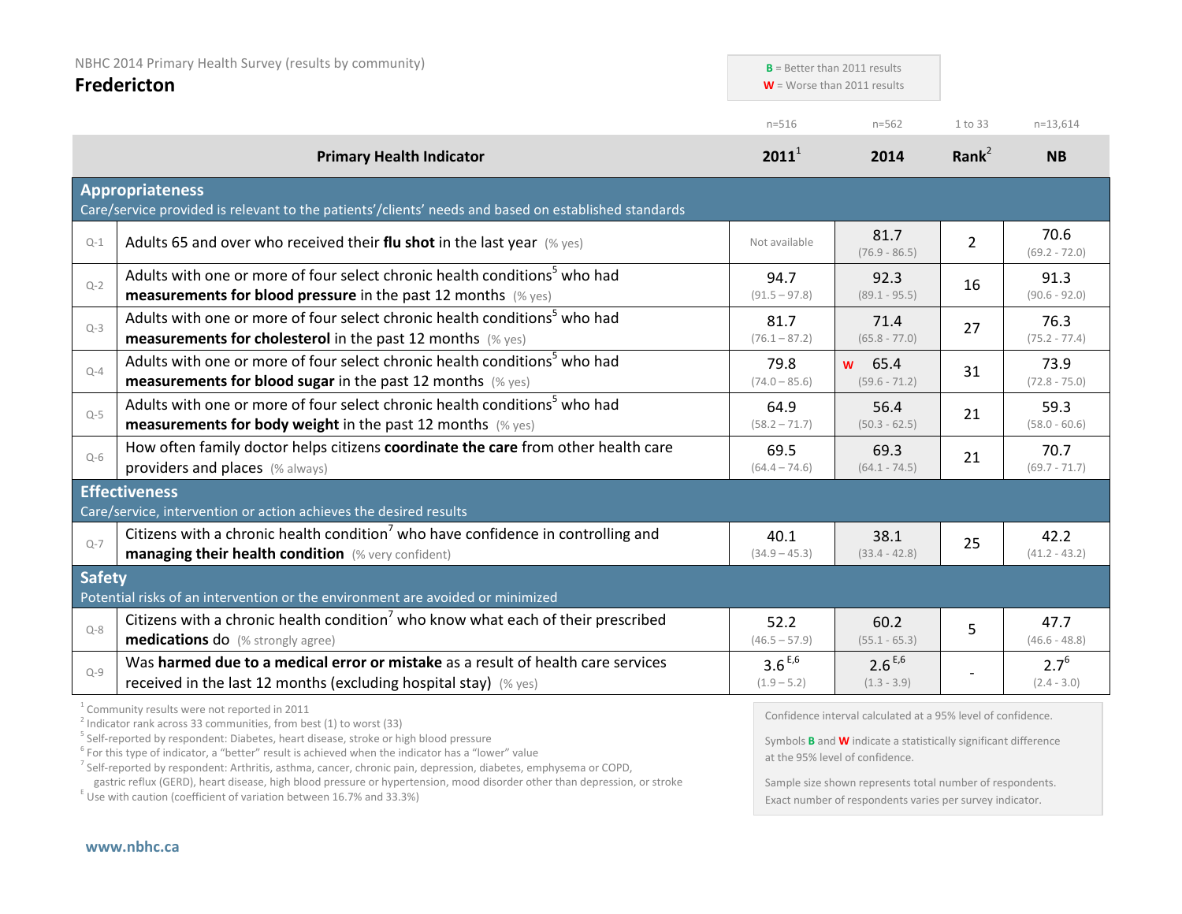NBHC 2014 Primary Health Survey (results by community)

# Fredericton

**B** = Better than 2011 results
**W** = Worse than 2011 results

| | Primary Health Indicator | 2011[1] (n=516) | 2014 (n=562) | Rank[2] (1 to 33) | NB (n=13,614) |
|---|---|---|---|---|---|
| **Appropriateness** Care/service provided is relevant to the patients'/clients' needs and based on established standards | | | | | |
| Q-1 | Adults 65 and over who received their **flu shot** in the last year (% yes) | Not available | 81.7 (76.9 - 86.5) | 2 | 70.6 (69.2 - 72.0) |
| Q-2 | Adults with one or more of four select chronic health conditions[5] who had **measurements for blood pressure** in the past 12 months (% yes) | 94.7 (91.5 – 97.8) | 92.3 (89.1 - 95.5) | 16 | 91.3 (90.6 - 92.0) |
| Q-3 | Adults with one or more of four select chronic health conditions[5] who had **measurements for cholesterol** in the past 12 months (% yes) | 81.7 (76.1 – 87.2) | 71.4 (65.8 - 77.0) | 27 | 76.3 (75.2 - 77.4) |
| Q-4 | Adults with one or more of four select chronic health conditions[5] who had **measurements for blood sugar** in the past 12 months (% yes) | 79.8 (74.0 – 85.6) | W 65.4 (59.6 - 71.2) | 31 | 73.9 (72.8 - 75.0) |
| Q-5 | Adults with one or more of four select chronic health conditions[5] who had **measurements for body weight** in the past 12 months (% yes) | 64.9 (58.2 – 71.7) | 56.4 (50.3 - 62.5) | 21 | 59.3 (58.0 - 60.6) |
| Q-6 | How often family doctor helps citizens **coordinate the care** from other health care providers and places (% always) | 69.5 (64.4 – 74.6) | 69.3 (64.1 - 74.5) | 21 | 70.7 (69.7 - 71.7) |
| **Effectiveness** Care/service, intervention or action achieves the desired results | | | | | |
| Q-7 | Citizens with a chronic health condition[7] who have confidence in controlling and **managing their health condition** (% very confident) | 40.1 (34.9 – 45.3) | 38.1 (33.4 - 42.8) | 25 | 42.2 (41.2 - 43.2) |
| **Safety** Potential risks of an intervention or the environment are avoided or minimized | | | | | |
| Q-8 | Citizens with a chronic health condition[7] who know what each of their prescribed **medications** do (% strongly agree) | 52.2 (46.5 – 57.9) | 60.2 (55.1 - 65.3) | 5 | 47.7 (46.6 - 48.8) |
| Q-9 | Was **harmed due to a medical error or mistake** as a result of health care services received in the last 12 months (excluding hospital stay) (% yes) | 3.6[E,6] (1.9 – 5.2) | 2.6[E,6] (1.3 - 3.9) | - | 2.7[6] (2.4 - 3.0) |

[1] Community results were not reported in 2011
[2] Indicator rank across 33 communities, from best (1) to worst (33)
[5] Self-reported by respondent: Diabetes, heart disease, stroke or high blood pressure
[6] For this type of indicator, a "better" result is achieved when the indicator has a "lower" value
[7] Self-reported by respondent: Arthritis, asthma, cancer, chronic pain, depression, diabetes, emphysema or COPD, gastric reflux (GERD), heart disease, high blood pressure or hypertension, mood disorder other than depression, or stroke
[E] Use with caution (coefficient of variation between 16.7% and 33.3%)

Confidence interval calculated at a 95% level of confidence.

Symbols **B** and **W** indicate a statistically significant difference at the 95% level of confidence.

Sample size shown represents total number of respondents. Exact number of respondents varies per survey indicator.

www.nbhc.ca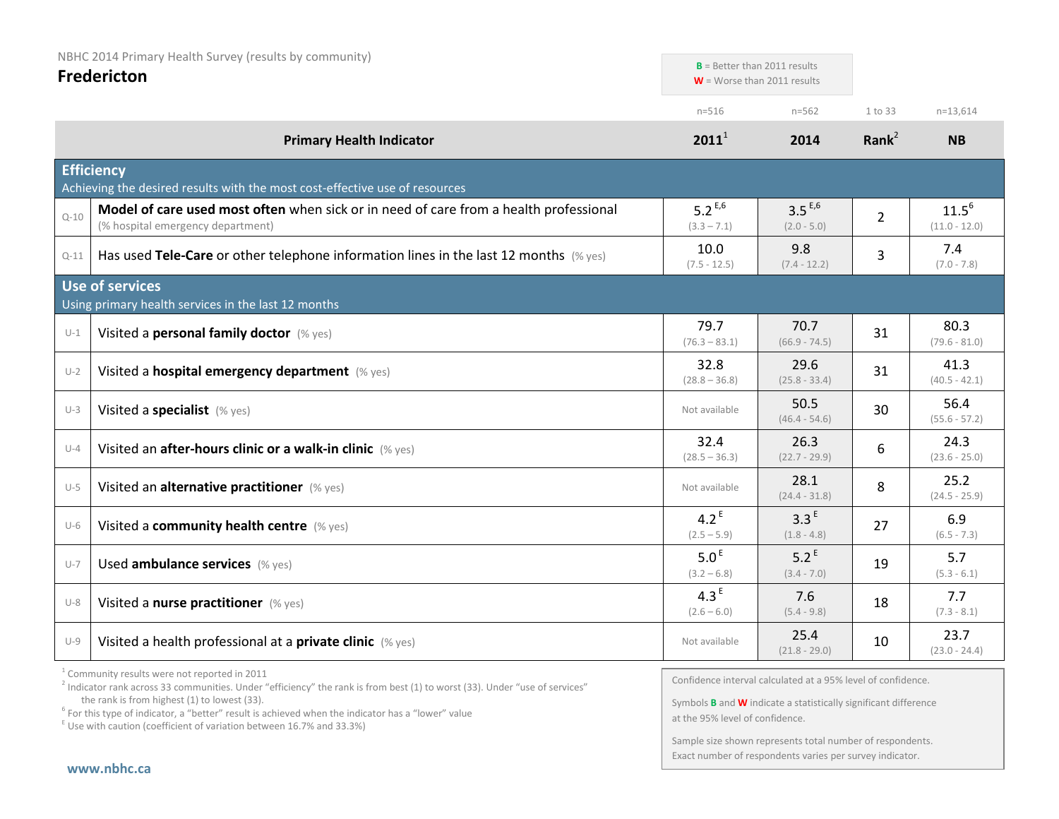NBHC 2014 Primary Health Survey (results by community)

# Fredericton

**B** = Better than 2011 results
**W** = Worse than 2011 results

| | Primary Health Indicator | 2011[1] (n=516) | 2014 (n=562) | Rank[2] (1 to 33) | NB (n=13,614) |
|---|---|---|---|---|---|
| | **Efficiency** – Achieving the desired results with the most cost-effective use of resources | | | | |
| Q-10 | **Model of care used most often** when sick or in need of care from a health professional (% hospital emergency department) | 5.2 [E,6] (3.3 – 7.1) | 3.5 [E,6] (2.0 - 5.0) | 2 | 11.5 [6] (11.0 - 12.0) |
| Q-11 | Has used **Tele-Care** or other telephone information lines in the last 12 months (% yes) | 10.0 (7.5 - 12.5) | 9.8 (7.4 - 12.2) | 3 | 7.4 (7.0 - 7.8) |
| | **Use of services** – Using primary health services in the last 12 months | | | | |
| U-1 | Visited a **personal family doctor** (% yes) | 79.7 (76.3 – 83.1) | 70.7 (66.9 - 74.5) | 31 | 80.3 (79.6 - 81.0) |
| U-2 | Visited a **hospital emergency department** (% yes) | 32.8 (28.8 – 36.8) | 29.6 (25.8 - 33.4) | 31 | 41.3 (40.5 - 42.1) |
| U-3 | Visited a **specialist** (% yes) | Not available | 50.5 (46.4 - 54.6) | 30 | 56.4 (55.6 - 57.2) |
| U-4 | Visited an **after-hours clinic or a walk-in clinic** (% yes) | 32.4 (28.5 – 36.3) | 26.3 (22.7 - 29.9) | 6 | 24.3 (23.6 - 25.0) |
| U-5 | Visited an **alternative practitioner** (% yes) | Not available | 28.1 (24.4 - 31.8) | 8 | 25.2 (24.5 - 25.9) |
| U-6 | Visited a **community health centre** (% yes) | 4.2 [E] (2.5 – 5.9) | 3.3 [E] (1.8 - 4.8) | 27 | 6.9 (6.5 - 7.3) |
| U-7 | Used **ambulance services** (% yes) | 5.0 [E] (3.2 – 6.8) | 5.2 [E] (3.4 - 7.0) | 19 | 5.7 (5.3 - 6.1) |
| U-8 | Visited a **nurse practitioner** (% yes) | 4.3 [E] (2.6 – 6.0) | 7.6 (5.4 - 9.8) | 18 | 7.7 (7.3 - 8.1) |
| U-9 | Visited a health professional at a **private clinic** (% yes) | Not available | 25.4 (21.8 - 29.0) | 10 | 23.7 (23.0 - 24.4) |

[1] Community results were not reported in 2011
[2] Indicator rank across 33 communities. Under "efficiency" the rank is from best (1) to worst (33). Under "use of services" the rank is from highest (1) to lowest (33).
[6] For this type of indicator, a "better" result is achieved when the indicator has a "lower" value
[E] Use with caution (coefficient of variation between 16.7% and 33.3%)

Confidence interval calculated at a 95% level of confidence.

Symbols **B** and **W** indicate a statistically significant difference at the 95% level of confidence.

Sample size shown represents total number of respondents. Exact number of respondents varies per survey indicator.

www.nbhc.ca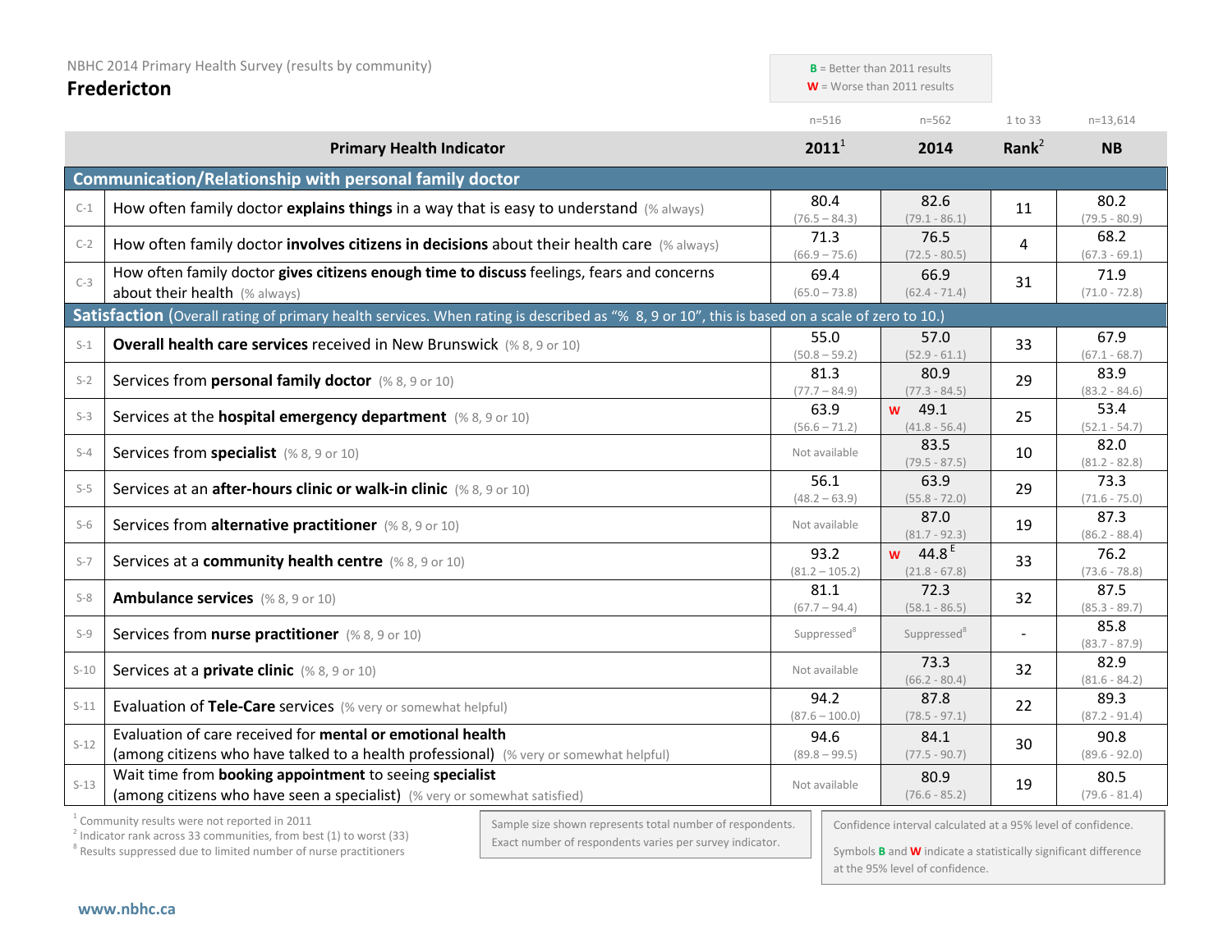NBHC 2014 Primary Health Survey (results by community)

# Fredericton

**B** = Better than 2011 results
**W** = Worse than 2011 results

| | Primary Health Indicator | 2011[1] (n=516) | 2014 (n=562) | Rank[2] (1 to 33) | NB (n=13,614) |
|---|---|---|---|---|---|
| | **Communication/Relationship with personal family doctor** | | | | |
| C-1 | How often family doctor **explains things** in a way that is easy to understand (% always) | 80.4 (76.5 – 84.3) | 82.6 (79.1 - 86.1) | 11 | 80.2 (79.5 - 80.9) |
| C-2 | How often family doctor **involves citizens in decisions** about their health care (% always) | 71.3 (66.9 – 75.6) | 76.5 (72.5 - 80.5) | 4 | 68.2 (67.3 - 69.1) |
| C-3 | How often family doctor **gives citizens enough time to discuss** feelings, fears and concerns about their health (% always) | 69.4 (65.0 – 73.8) | 66.9 (62.4 - 71.4) | 31 | 71.9 (71.0 - 72.8) |
| | **Satisfaction** (Overall rating of primary health services. When rating is described as "% 8, 9 or 10", this is based on a scale of zero to 10.) | | | | |
| S-1 | **Overall health care services** received in New Brunswick (% 8, 9 or 10) | 55.0 (50.8 – 59.2) | 57.0 (52.9 - 61.1) | 33 | 67.9 (67.1 - 68.7) |
| S-2 | Services from **personal family doctor** (% 8, 9 or 10) | 81.3 (77.7 – 84.9) | 80.9 (77.3 - 84.5) | 29 | 83.9 (83.2 - 84.6) |
| S-3 | Services at the **hospital emergency department** (% 8, 9 or 10) | 63.9 (56.6 – 71.2) | W 49.1 (41.8 - 56.4) | 25 | 53.4 (52.1 - 54.7) |
| S-4 | Services from **specialist** (% 8, 9 or 10) | Not available | 83.5 (79.5 - 87.5) | 10 | 82.0 (81.2 - 82.8) |
| S-5 | Services at an **after-hours clinic or walk-in clinic** (% 8, 9 or 10) | 56.1 (48.2 – 63.9) | 63.9 (55.8 - 72.0) | 29 | 73.3 (71.6 - 75.0) |
| S-6 | Services from **alternative practitioner** (% 8, 9 or 10) | Not available | 87.0 (81.7 - 92.3) | 19 | 87.3 (86.2 - 88.4) |
| S-7 | Services at a **community health centre** (% 8, 9 or 10) | 93.2 (81.2 – 105.2) | W 44.8[E] (21.8 - 67.8) | 33 | 76.2 (73.6 - 78.8) |
| S-8 | **Ambulance services** (% 8, 9 or 10) | 81.1 (67.7 – 94.4) | 72.3 (58.1 - 86.5) | 32 | 87.5 (85.3 - 89.7) |
| S-9 | Services from **nurse practitioner** (% 8, 9 or 10) | Suppressed[8] | Suppressed[8] | - | 85.8 (83.7 - 87.9) |
| S-10 | Services at a **private clinic** (% 8, 9 or 10) | Not available | 73.3 (66.2 - 80.4) | 32 | 82.9 (81.6 - 84.2) |
| S-11 | Evaluation of **Tele-Care** services (% very or somewhat helpful) | 94.2 (87.6 – 100.0) | 87.8 (78.5 - 97.1) | 22 | 89.3 (87.2 - 91.4) |
| S-12 | Evaluation of care received for **mental or emotional health** (among citizens who have talked to a health professional) (% very or somewhat helpful) | 94.6 (89.8 – 99.5) | 84.1 (77.5 - 90.7) | 30 | 90.8 (89.6 - 92.0) |
| S-13 | Wait time from **booking appointment** to seeing **specialist** (among citizens who have seen a specialist) (% very or somewhat satisfied) | Not available | 80.9 (76.6 - 85.2) | 19 | 80.5 (79.6 - 81.4) |

[1] Community results were not reported in 2011
[2] Indicator rank across 33 communities, from best (1) to worst (33)
[8] Results suppressed due to limited number of nurse practitioners

Sample size shown represents total number of respondents. Exact number of respondents varies per survey indicator.

Confidence interval calculated at a 95% level of confidence.

Symbols **B** and **W** indicate a statistically significant difference at the 95% level of confidence.

www.nbhc.ca